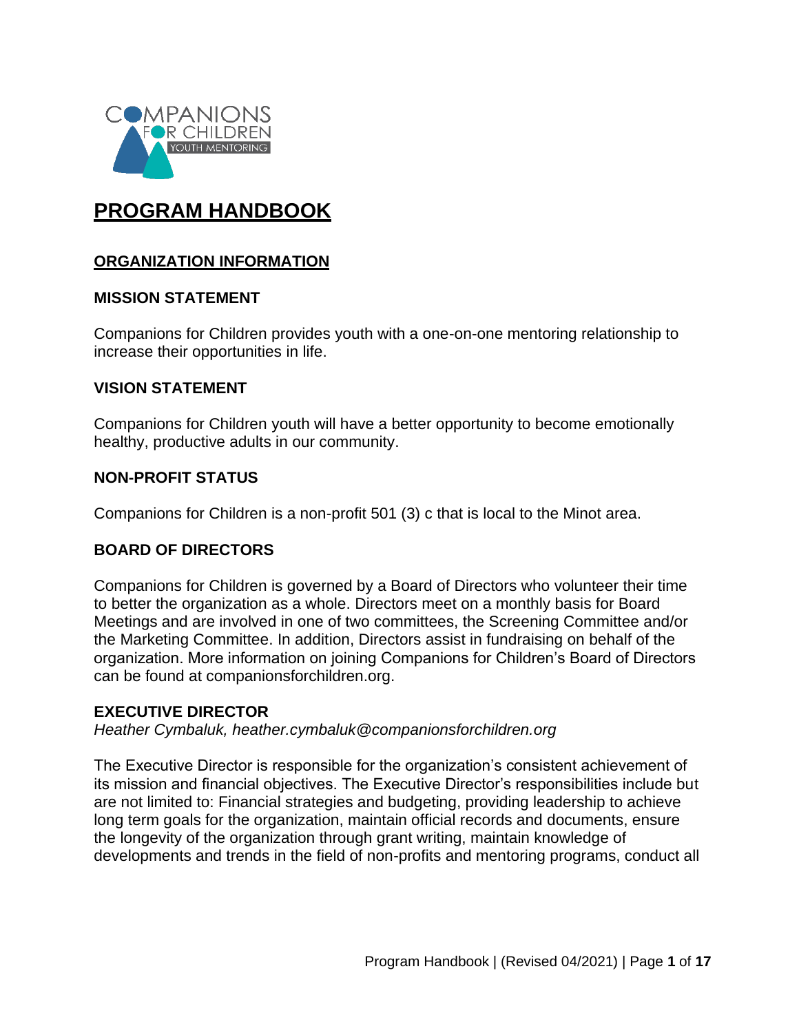# PROGRAM HANDBOOK

## ORGANIZATION INFORMATION

### MISSION STATEMENT

Companions for Children provides youth with a one-on-one mentoring relationship to increase their opportunities in life.

### VISION STATEMENT

Companions for Children youth will have a better opportunity to become emotionally healthy, productive adults in our community.

### NON-PROFIT STATUS

Companions for Children is a non-profit 501 (3) c that is local to the Minot area.

### BOARD OF DIRECTORS

Companions for Children is governed by a Board of Directors who volunteer their time to better the organization as a whole. Directors meet on a monthly basis for Board Meetings and are involved in one of two committees, the Screening Committee and/or the Marketing Committee. In addition, Directors assist in fundraising on behalf of the organization. More information on joining Companions for Children's Board of Directors can be found at companionsforchildren.org.

### EXECUTIVE DIRECTOR

*Heather Cymbaluk, heather.cymbaluk@companionsforchildren.org*

The Executive Director is responsible for the organization's consistent achievement of its mission and financial objectives. The Executive Director's responsibilities include but are not limited to: Financial strategies and budgeting, providing leadership to achieve long term goals for the organization, maintain official records and documents, ensure the longevity of the organization through grant writing, maintain knowledge of developments and trends in the field of non-profits and mentoring programs, conduct all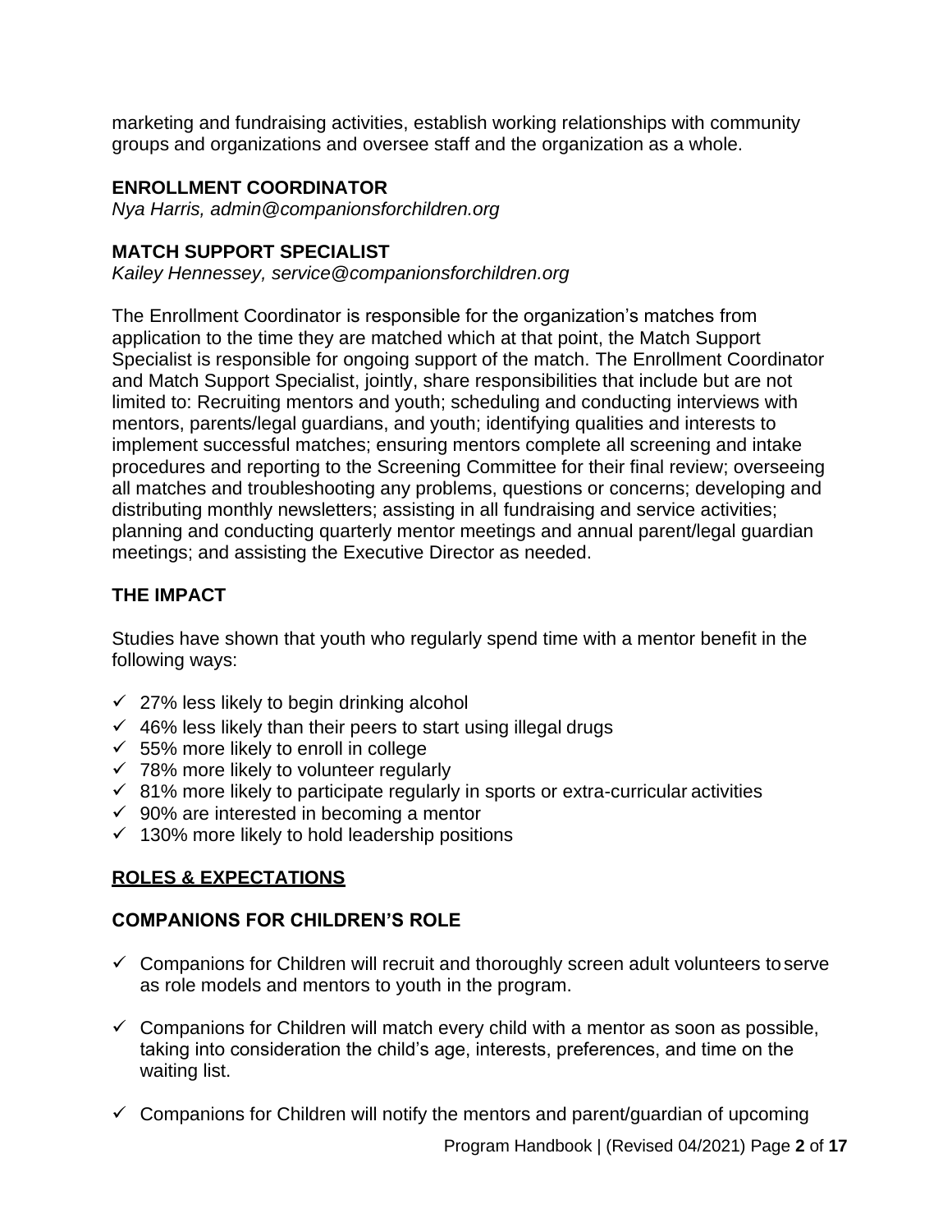marketing and fundraising activities, establish working relationships with community groups and organizations and oversee staff and the organization as a whole.

### ENROLLMENT COORDINATOR

*Nya Harris, admin@companionsforchildren.org*

### MATCH SUPPORT SPECIALIST

*Kailey Hennessey, service@companionsforchildren.org*

The Enrollment Coordinator is responsible for the organization's matches from application to the time they are matched which at that point, the Match Support Specialist is responsible for ongoing support of the match. The Enrollment Coordinator and Match Support Specialist, jointly, share responsibilities that include but are not limited to: Recruiting mentors and youth; scheduling and conducting interviews with mentors, parents/legal guardians, and youth; identifying qualities and interests to implement successful matches; ensuring mentors complete all screening and intake procedures and reporting to the Screening Committee for their final review; overseeing all matches and troubleshooting any problems, questions or concerns; developing and distributing monthly newsletters; assisting in all fundraising and service activities; planning and conducting quarterly mentor meetings and annual parent/legal guardian meetings; and assisting the Executive Director as needed.

### THE IMPACT

Studies have shown that youth who regularly spend time with a mentor benefit in the following ways:

- ✓ 27% less likely to begin drinking alcohol
- ✓ 46% less likely than their peers to start using illegal drugs
- ✓ 55% more likely to enroll in college
- ✓ 78% more likely to volunteer regularly
- ✓ 81% more likely to participate regularly in sports or extra-curricular activities
- ✓ 90% are interested in becoming a mentor
- ✓ 130% more likely to hold leadership positions

## <u>ROLES & EXPECTATIONS</u>

### COMPANIONS FOR CHILDREN'S ROLE

- ✓ Companions for Children will recruit and thoroughly screen adult volunteers to serve as role models and mentors to youth in the program.
- ✓ Companions for Children will match every child with a mentor as soon as possible, taking into consideration the child's age, interests, preferences, and time on the waiting list.
- ✓ Companions for Children will notify the mentors and parent/guardian of upcoming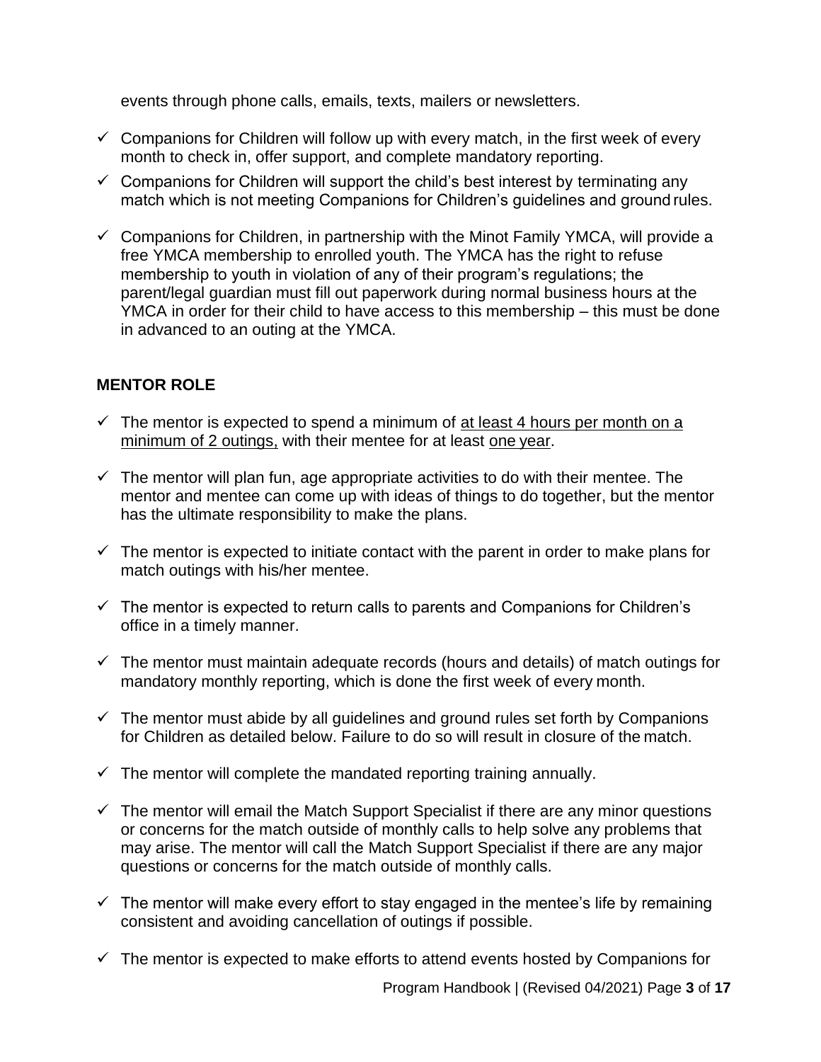events through phone calls, emails, texts, mailers or newsletters.

- ✓ Companions for Children will follow up with every match, in the first week of every month to check in, offer support, and complete mandatory reporting.
- ✓ Companions for Children will support the child's best interest by terminating any match which is not meeting Companions for Children's guidelines and ground rules.
- ✓ Companions for Children, in partnership with the Minot Family YMCA, will provide a free YMCA membership to enrolled youth. The YMCA has the right to refuse membership to youth in violation of any of their program's regulations; the parent/legal guardian must fill out paperwork during normal business hours at the YMCA in order for their child to have access to this membership – this must be done in advanced to an outing at the YMCA.

## MENTOR ROLE

- ✓ The mentor is expected to spend a minimum of <u>at least 4 hours per month on a minimum of 2 outings,</u> with their mentee for at least <u>one year</u>.
- ✓ The mentor will plan fun, age appropriate activities to do with their mentee. The mentor and mentee can come up with ideas of things to do together, but the mentor has the ultimate responsibility to make the plans.
- ✓ The mentor is expected to initiate contact with the parent in order to make plans for match outings with his/her mentee.
- ✓ The mentor is expected to return calls to parents and Companions for Children's office in a timely manner.
- ✓ The mentor must maintain adequate records (hours and details) of match outings for mandatory monthly reporting, which is done the first week of every month.
- ✓ The mentor must abide by all guidelines and ground rules set forth by Companions for Children as detailed below. Failure to do so will result in closure of the match.
- ✓ The mentor will complete the mandated reporting training annually.
- ✓ The mentor will email the Match Support Specialist if there are any minor questions or concerns for the match outside of monthly calls to help solve any problems that may arise. The mentor will call the Match Support Specialist if there are any major questions or concerns for the match outside of monthly calls.
- ✓ The mentor will make every effort to stay engaged in the mentee's life by remaining consistent and avoiding cancellation of outings if possible.
- ✓ The mentor is expected to make efforts to attend events hosted by Companions for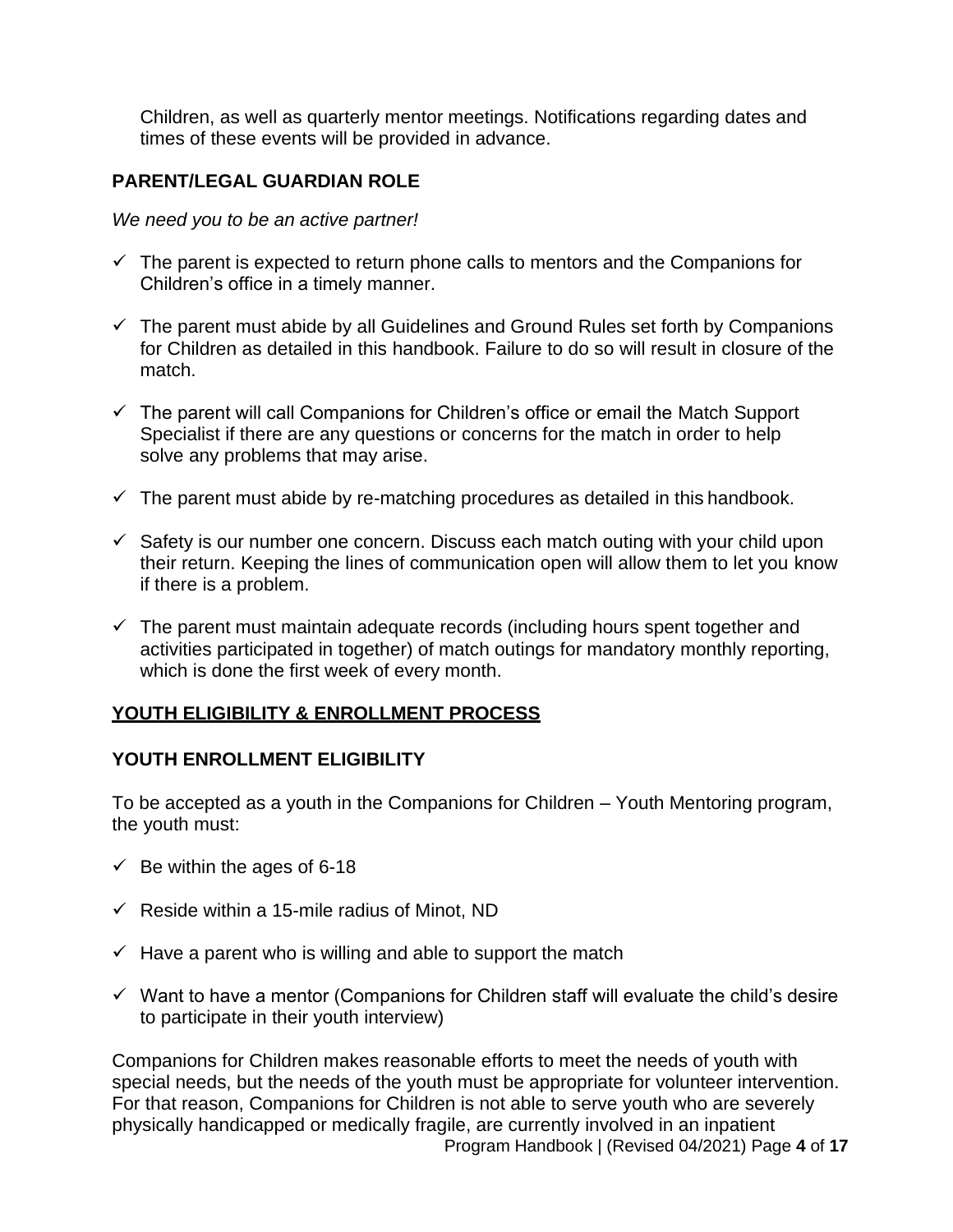Children, as well as quarterly mentor meetings. Notifications regarding dates and times of these events will be provided in advance.

### PARENT/LEGAL GUARDIAN ROLE

*We need you to be an active partner!*

- ✓ The parent is expected to return phone calls to mentors and the Companions for Children's office in a timely manner.
- ✓ The parent must abide by all Guidelines and Ground Rules set forth by Companions for Children as detailed in this handbook. Failure to do so will result in closure of the match.
- ✓ The parent will call Companions for Children's office or email the Match Support Specialist if there are any questions or concerns for the match in order to help solve any problems that may arise.
- ✓ The parent must abide by re-matching procedures as detailed in this handbook.
- ✓ Safety is our number one concern. Discuss each match outing with your child upon their return. Keeping the lines of communication open will allow them to let you know if there is a problem.
- ✓ The parent must maintain adequate records (including hours spent together and activities participated in together) of match outings for mandatory monthly reporting, which is done the first week of every month.

## YOUTH ELIGIBILITY & ENROLLMENT PROCESS

### YOUTH ENROLLMENT ELIGIBILITY

To be accepted as a youth in the Companions for Children – Youth Mentoring program, the youth must:

- ✓ Be within the ages of 6-18
- ✓ Reside within a 15-mile radius of Minot, ND
- ✓ Have a parent who is willing and able to support the match
- ✓ Want to have a mentor (Companions for Children staff will evaluate the child's desire to participate in their youth interview)

Companions for Children makes reasonable efforts to meet the needs of youth with special needs, but the needs of the youth must be appropriate for volunteer intervention. For that reason, Companions for Children is not able to serve youth who are severely physically handicapped or medically fragile, are currently involved in an inpatient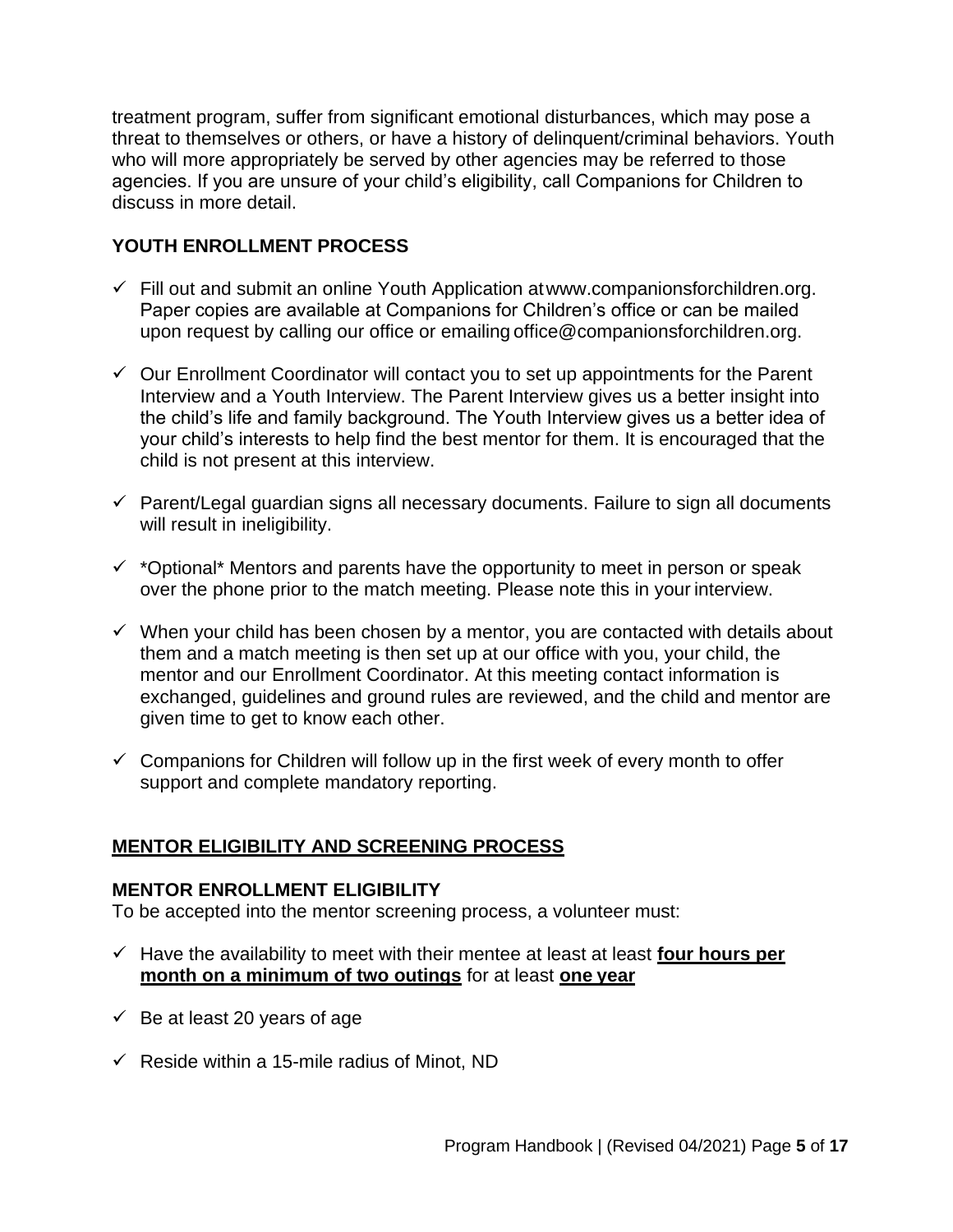treatment program, suffer from significant emotional disturbances, which may pose a threat to themselves or others, or have a history of delinquent/criminal behaviors. Youth who will more appropriately be served by other agencies may be referred to those agencies. If you are unsure of your child's eligibility, call Companions for Children to discuss in more detail.

### YOUTH ENROLLMENT PROCESS

- ✓ Fill out and submit an online Youth Application at www.companionsforchildren.org. Paper copies are available at Companions for Children's office or can be mailed upon request by calling our office or emailing office@companionsforchildren.org.
- ✓ Our Enrollment Coordinator will contact you to set up appointments for the Parent Interview and a Youth Interview. The Parent Interview gives us a better insight into the child's life and family background. The Youth Interview gives us a better idea of your child's interests to help find the best mentor for them. It is encouraged that the child is not present at this interview.
- ✓ Parent/Legal guardian signs all necessary documents. Failure to sign all documents will result in ineligibility.
- ✓ *Optional* Mentors and parents have the opportunity to meet in person or speak over the phone prior to the match meeting. Please note this in your interview.
- ✓ When your child has been chosen by a mentor, you are contacted with details about them and a match meeting is then set up at our office with you, your child, the mentor and our Enrollment Coordinator. At this meeting contact information is exchanged, guidelines and ground rules are reviewed, and the child and mentor are given time to get to know each other.
- ✓ Companions for Children will follow up in the first week of every month to offer support and complete mandatory reporting.

## MENTOR ELIGIBILITY AND SCREENING PROCESS

### MENTOR ENROLLMENT ELIGIBILITY

To be accepted into the mentor screening process, a volunteer must:

- ✓ Have the availability to meet with their mentee at least at least **four hours per month on a minimum of two outings** for at least **one year**
- ✓ Be at least 20 years of age
- ✓ Reside within a 15-mile radius of Minot, ND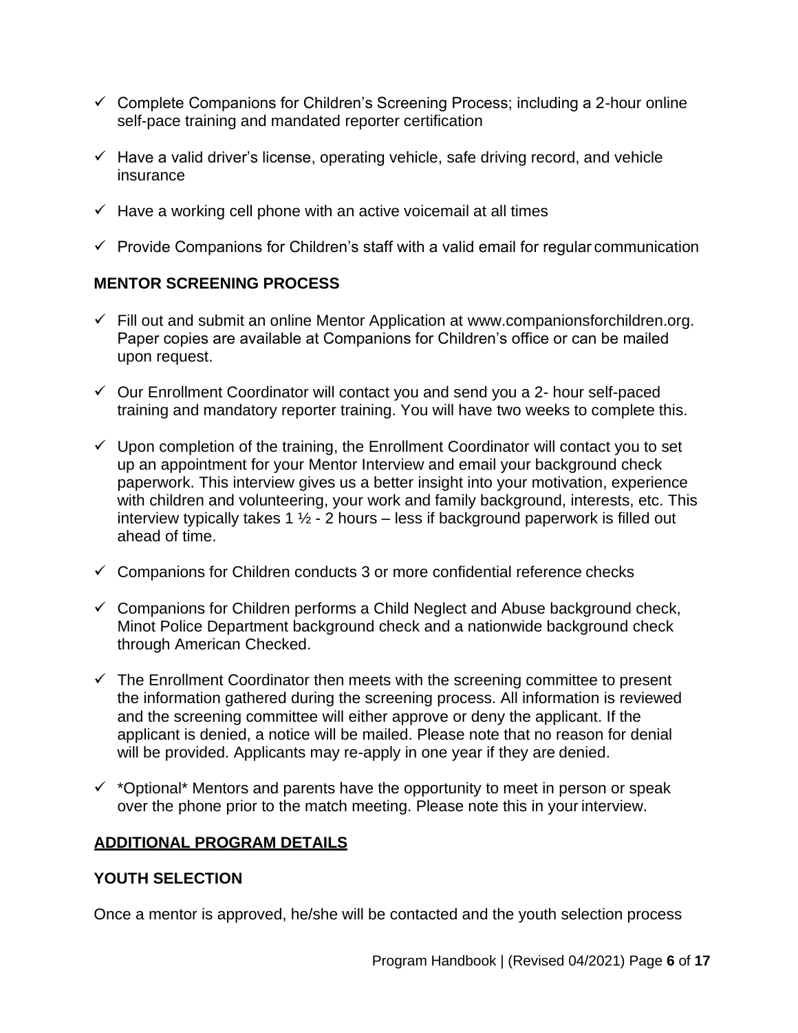- ✓ Complete Companions for Children's Screening Process; including a 2-hour online self-pace training and mandated reporter certification
- ✓ Have a valid driver's license, operating vehicle, safe driving record, and vehicle insurance
- ✓ Have a working cell phone with an active voicemail at all times
- ✓ Provide Companions for Children's staff with a valid email for regular communication

**MENTOR SCREENING PROCESS**

- ✓ Fill out and submit an online Mentor Application at www.companionsforchildren.org. Paper copies are available at Companions for Children's office or can be mailed upon request.
- ✓ Our Enrollment Coordinator will contact you and send you a 2- hour self-paced training and mandatory reporter training. You will have two weeks to complete this.
- ✓ Upon completion of the training, the Enrollment Coordinator will contact you to set up an appointment for your Mentor Interview and email your background check paperwork. This interview gives us a better insight into your motivation, experience with children and volunteering, your work and family background, interests, etc. This interview typically takes 1 ½ - 2 hours – less if background paperwork is filled out ahead of time.
- ✓ Companions for Children conducts 3 or more confidential reference checks
- ✓ Companions for Children performs a Child Neglect and Abuse background check, Minot Police Department background check and a nationwide background check through American Checked.
- ✓ The Enrollment Coordinator then meets with the screening committee to present the information gathered during the screening process. All information is reviewed and the screening committee will either approve or deny the applicant. If the applicant is denied, a notice will be mailed. Please note that no reason for denial will be provided. Applicants may re-apply in one year if they are denied.
- ✓ *Optional* Mentors and parents have the opportunity to meet in person or speak over the phone prior to the match meeting. Please note this in your interview.

**ADDITIONAL PROGRAM DETAILS**

**YOUTH SELECTION**

Once a mentor is approved, he/she will be contacted and the youth selection process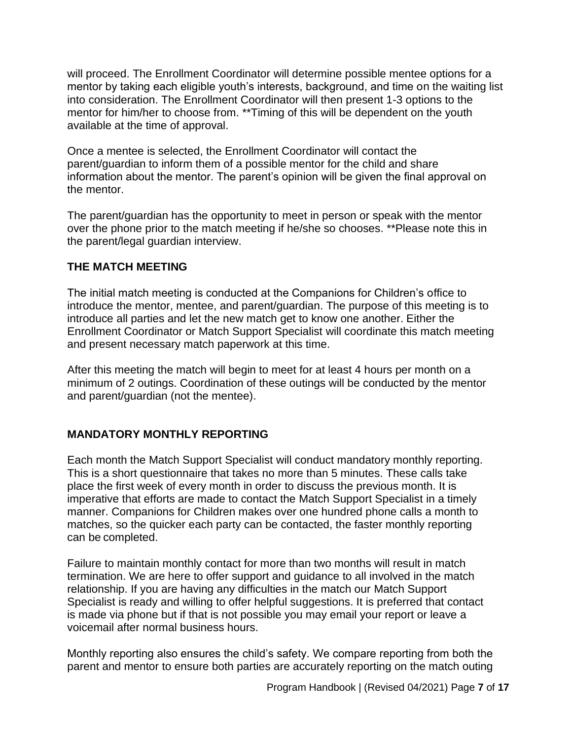will proceed. The Enrollment Coordinator will determine possible mentee options for a mentor by taking each eligible youth's interests, background, and time on the waiting list into consideration. The Enrollment Coordinator will then present 1-3 options to the mentor for him/her to choose from. **Timing of this will be dependent on the youth available at the time of approval.

Once a mentee is selected, the Enrollment Coordinator will contact the parent/guardian to inform them of a possible mentor for the child and share information about the mentor. The parent's opinion will be given the final approval on the mentor.

The parent/guardian has the opportunity to meet in person or speak with the mentor over the phone prior to the match meeting if he/she so chooses. **Please note this in the parent/legal guardian interview.

## THE MATCH MEETING

The initial match meeting is conducted at the Companions for Children's office to introduce the mentor, mentee, and parent/guardian. The purpose of this meeting is to introduce all parties and let the new match get to know one another. Either the Enrollment Coordinator or Match Support Specialist will coordinate this match meeting and present necessary match paperwork at this time.

After this meeting the match will begin to meet for at least 4 hours per month on a minimum of 2 outings. Coordination of these outings will be conducted by the mentor and parent/guardian (not the mentee).

## MANDATORY MONTHLY REPORTING

Each month the Match Support Specialist will conduct mandatory monthly reporting. This is a short questionnaire that takes no more than 5 minutes. These calls take place the first week of every month in order to discuss the previous month. It is imperative that efforts are made to contact the Match Support Specialist in a timely manner. Companions for Children makes over one hundred phone calls a month to matches, so the quicker each party can be contacted, the faster monthly reporting can be completed.

Failure to maintain monthly contact for more than two months will result in match termination. We are here to offer support and guidance to all involved in the match relationship. If you are having any difficulties in the match our Match Support Specialist is ready and willing to offer helpful suggestions. It is preferred that contact is made via phone but if that is not possible you may email your report or leave a voicemail after normal business hours.

Monthly reporting also ensures the child's safety. We compare reporting from both the parent and mentor to ensure both parties are accurately reporting on the match outing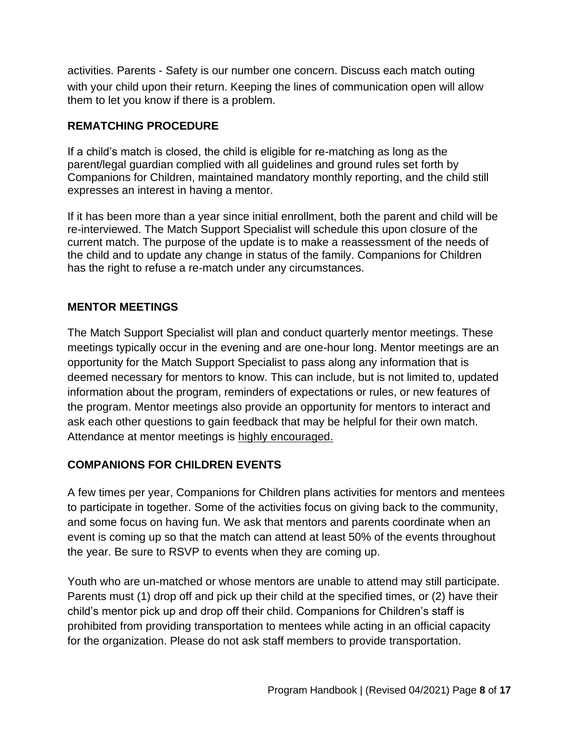activities. Parents - Safety is our number one concern. Discuss each match outing with your child upon their return. Keeping the lines of communication open will allow them to let you know if there is a problem.

## REMATCHING PROCEDURE

If a child's match is closed, the child is eligible for re-matching as long as the parent/legal guardian complied with all guidelines and ground rules set forth by Companions for Children, maintained mandatory monthly reporting, and the child still expresses an interest in having a mentor.

If it has been more than a year since initial enrollment, both the parent and child will be re-interviewed. The Match Support Specialist will schedule this upon closure of the current match. The purpose of the update is to make a reassessment of the needs of the child and to update any change in status of the family. Companions for Children has the right to refuse a re-match under any circumstances.

## MENTOR MEETINGS

The Match Support Specialist will plan and conduct quarterly mentor meetings. These meetings typically occur in the evening and are one-hour long. Mentor meetings are an opportunity for the Match Support Specialist to pass along any information that is deemed necessary for mentors to know. This can include, but is not limited to, updated information about the program, reminders of expectations or rules, or new features of the program. Mentor meetings also provide an opportunity for mentors to interact and ask each other questions to gain feedback that may be helpful for their own match. Attendance at mentor meetings is highly encouraged.

## COMPANIONS FOR CHILDREN EVENTS

A few times per year, Companions for Children plans activities for mentors and mentees to participate in together. Some of the activities focus on giving back to the community, and some focus on having fun. We ask that mentors and parents coordinate when an event is coming up so that the match can attend at least 50% of the events throughout the year. Be sure to RSVP to events when they are coming up.

Youth who are un-matched or whose mentors are unable to attend may still participate. Parents must (1) drop off and pick up their child at the specified times, or (2) have their child's mentor pick up and drop off their child. Companions for Children's staff is prohibited from providing transportation to mentees while acting in an official capacity for the organization. Please do not ask staff members to provide transportation.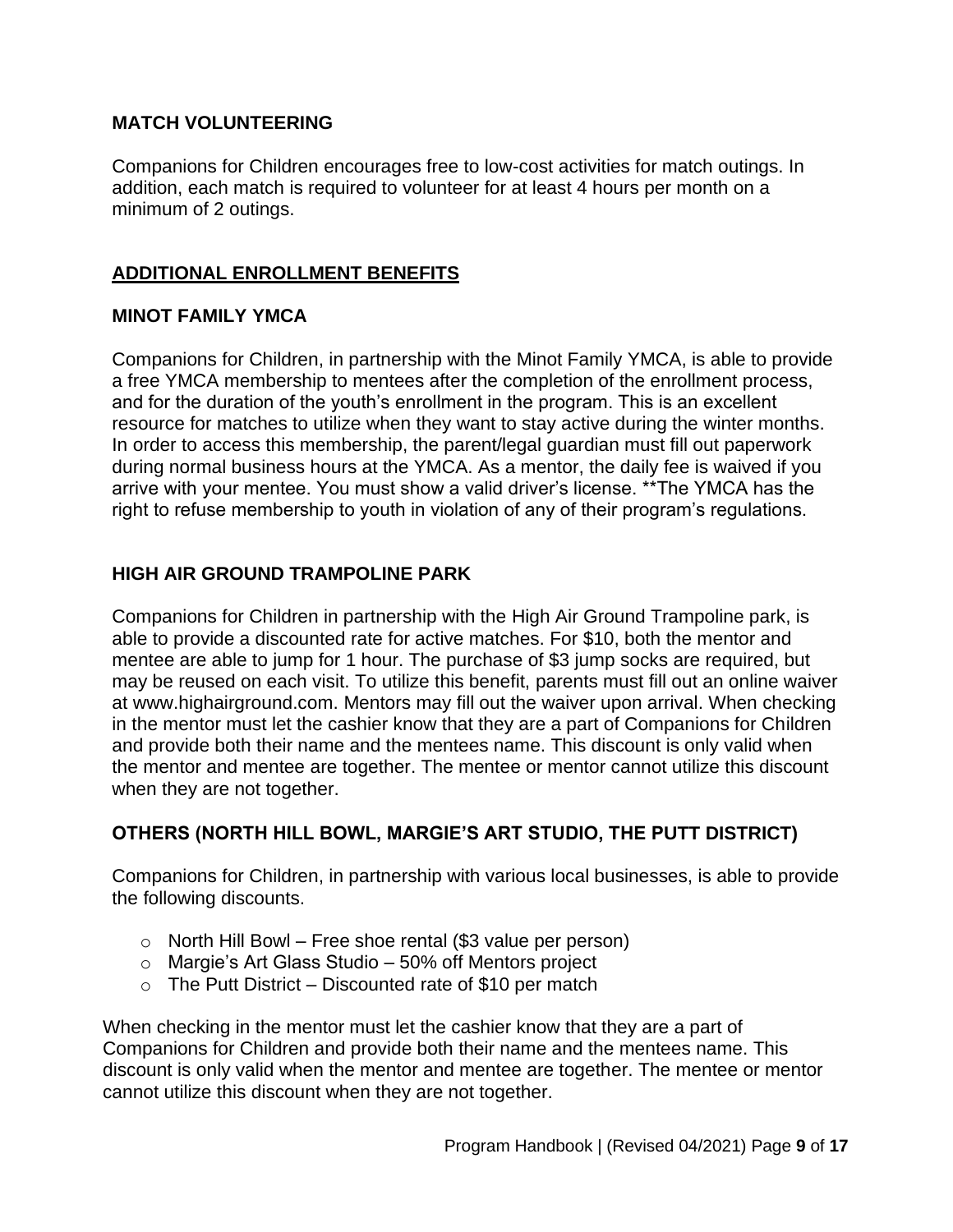## MATCH VOLUNTEERING

Companions for Children encourages free to low-cost activities for match outings. In addition, each match is required to volunteer for at least 4 hours per month on a minimum of 2 outings.

## ADDITIONAL ENROLLMENT BENEFITS

### MINOT FAMILY YMCA

Companions for Children, in partnership with the Minot Family YMCA, is able to provide a free YMCA membership to mentees after the completion of the enrollment process, and for the duration of the youth's enrollment in the program. This is an excellent resource for matches to utilize when they want to stay active during the winter months. In order to access this membership, the parent/legal guardian must fill out paperwork during normal business hours at the YMCA. As a mentor, the daily fee is waived if you arrive with your mentee. You must show a valid driver's license. **The YMCA has the right to refuse membership to youth in violation of any of their program's regulations.

### HIGH AIR GROUND TRAMPOLINE PARK

Companions for Children in partnership with the High Air Ground Trampoline park, is able to provide a discounted rate for active matches. For $10, both the mentor and mentee are able to jump for 1 hour. The purchase of $3 jump socks are required, but may be reused on each visit. To utilize this benefit, parents must fill out an online waiver at www.highairground.com. Mentors may fill out the waiver upon arrival. When checking in the mentor must let the cashier know that they are a part of Companions for Children and provide both their name and the mentees name. This discount is only valid when the mentor and mentee are together. The mentee or mentor cannot utilize this discount when they are not together.

### OTHERS (NORTH HILL BOWL, MARGIE'S ART STUDIO, THE PUTT DISTRICT)

Companions for Children, in partnership with various local businesses, is able to provide the following discounts.

- North Hill Bowl – Free shoe rental ($3 value per person)
- Margie's Art Glass Studio – 50% off Mentors project
- The Putt District – Discounted rate of $10 per match

When checking in the mentor must let the cashier know that they are a part of Companions for Children and provide both their name and the mentees name. This discount is only valid when the mentor and mentee are together. The mentee or mentor cannot utilize this discount when they are not together.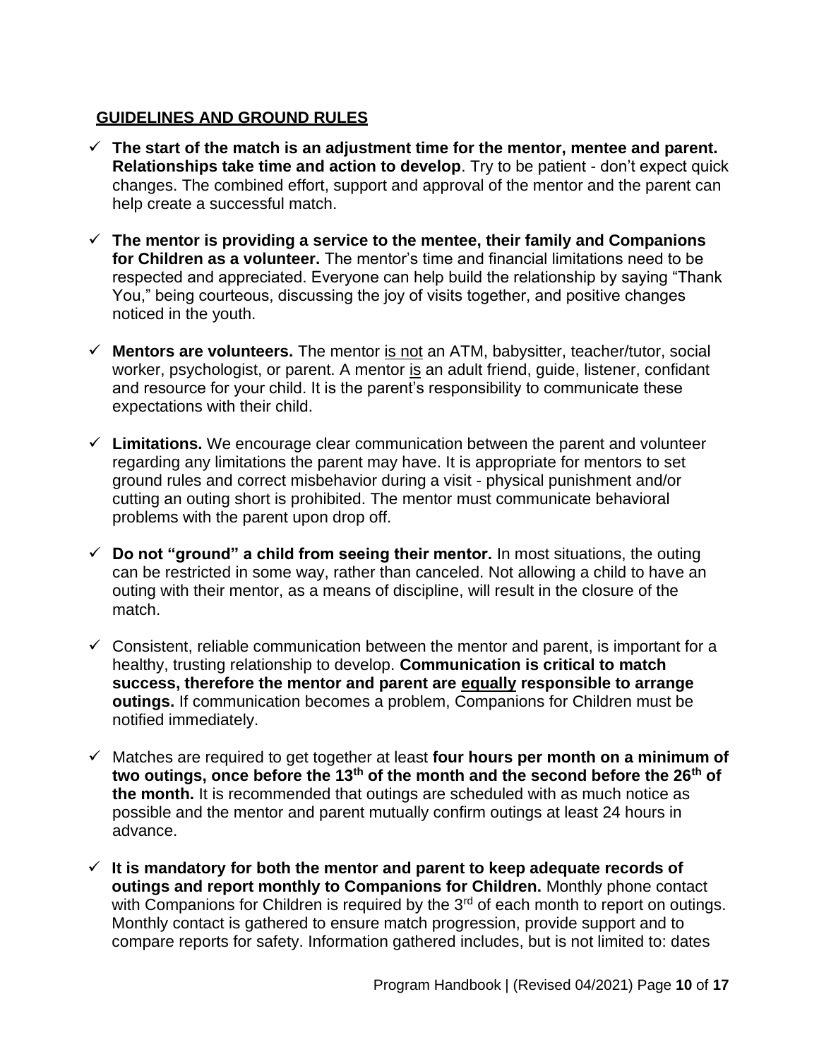## GUIDELINES AND GROUND RULES

- ✓ **The start of the match is an adjustment time for the mentor, mentee and parent. Relationships take time and action to develop**. Try to be patient - don't expect quick changes. The combined effort, support and approval of the mentor and the parent can help create a successful match.
- ✓ **The mentor is providing a service to the mentee, their family and Companions for Children as a volunteer.** The mentor's time and financial limitations need to be respected and appreciated. Everyone can help build the relationship by saying "Thank You," being courteous, discussing the joy of visits together, and positive changes noticed in the youth.
- ✓ **Mentors are volunteers.** The mentor <u>is not</u> an ATM, babysitter, teacher/tutor, social worker, psychologist, or parent. A mentor <u>is</u> an adult friend, guide, listener, confidant and resource for your child. It is the parent's responsibility to communicate these expectations with their child.
- ✓ **Limitations.** We encourage clear communication between the parent and volunteer regarding any limitations the parent may have. It is appropriate for mentors to set ground rules and correct misbehavior during a visit - physical punishment and/or cutting an outing short is prohibited. The mentor must communicate behavioral problems with the parent upon drop off.
- ✓ **Do not "ground" a child from seeing their mentor.** In most situations, the outing can be restricted in some way, rather than canceled. Not allowing a child to have an outing with their mentor, as a means of discipline, will result in the closure of the match.
- ✓ Consistent, reliable communication between the mentor and parent, is important for a healthy, trusting relationship to develop. **Communication is critical to match success, therefore the mentor and parent are <u>equally</u> responsible to arrange outings.** If communication becomes a problem, Companions for Children must be notified immediately.
- ✓ Matches are required to get together at least **four hours per month on a minimum of two outings, once before the 13th of the month and the second before the 26th of the month.** It is recommended that outings are scheduled with as much notice as possible and the mentor and parent mutually confirm outings at least 24 hours in advance.
- ✓ **It is mandatory for both the mentor and parent to keep adequate records of outings and report monthly to Companions for Children.** Monthly phone contact with Companions for Children is required by the 3rd of each month to report on outings. Monthly contact is gathered to ensure match progression, provide support and to compare reports for safety. Information gathered includes, but is not limited to: dates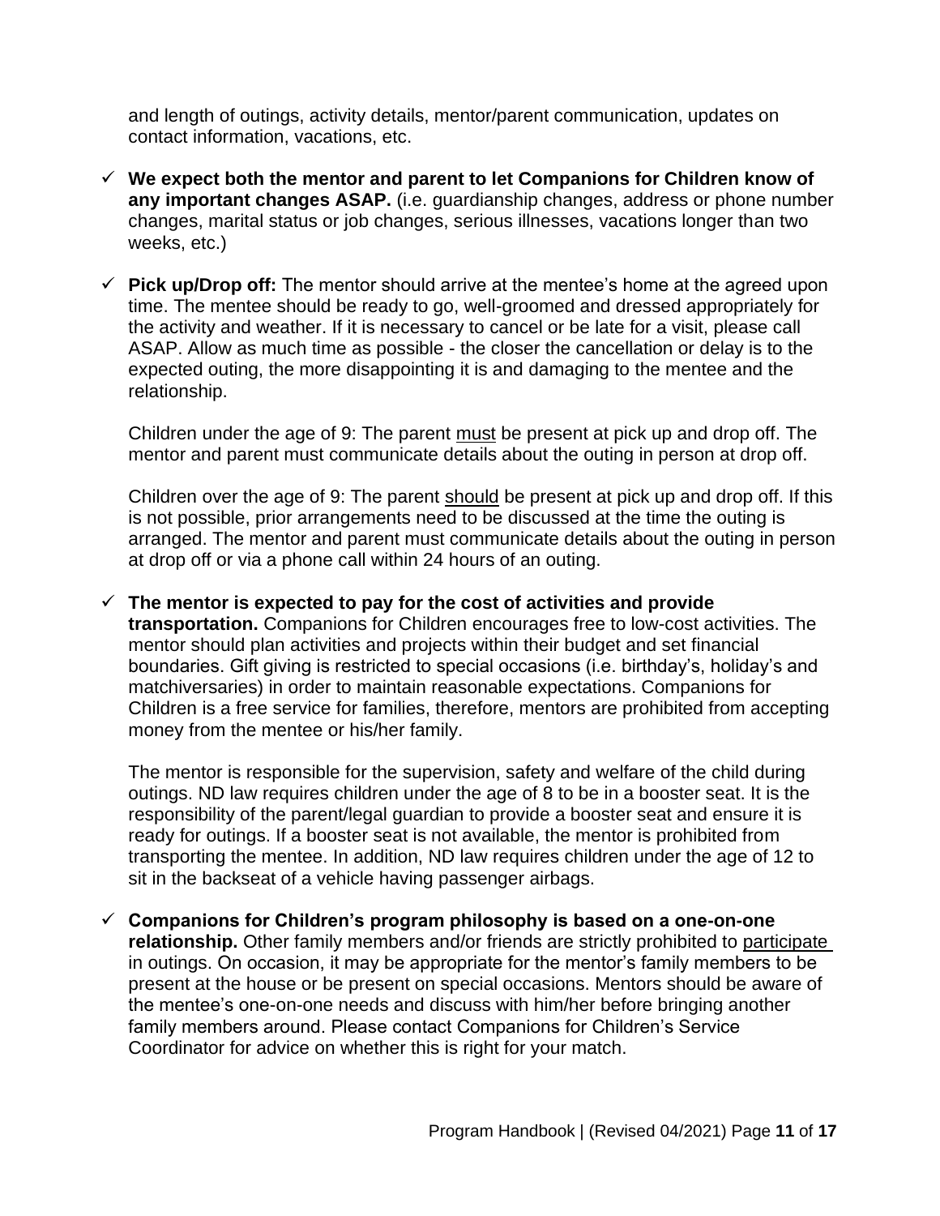and length of outings, activity details, mentor/parent communication, updates on contact information, vacations, etc.

- ✓ **We expect both the mentor and parent to let Companions for Children know of any important changes ASAP.** (i.e. guardianship changes, address or phone number changes, marital status or job changes, serious illnesses, vacations longer than two weeks, etc.)

- ✓ **Pick up/Drop off:** The mentor should arrive at the mentee's home at the agreed upon time. The mentee should be ready to go, well-groomed and dressed appropriately for the activity and weather. If it is necessary to cancel or be late for a visit, please call ASAP. Allow as much time as possible - the closer the cancellation or delay is to the expected outing, the more disappointing it is and damaging to the mentee and the relationship.

  Children under the age of 9: The parent <u>must</u> be present at pick up and drop off. The mentor and parent must communicate details about the outing in person at drop off.

  Children over the age of 9: The parent <u>should</u> be present at pick up and drop off. If this is not possible, prior arrangements need to be discussed at the time the outing is arranged. The mentor and parent must communicate details about the outing in person at drop off or via a phone call within 24 hours of an outing.

- ✓ **The mentor is expected to pay for the cost of activities and provide transportation.** Companions for Children encourages free to low-cost activities. The mentor should plan activities and projects within their budget and set financial boundaries. Gift giving is restricted to special occasions (i.e. birthday's, holiday's and matchiversaries) in order to maintain reasonable expectations. Companions for Children is a free service for families, therefore, mentors are prohibited from accepting money from the mentee or his/her family.

  The mentor is responsible for the supervision, safety and welfare of the child during outings. ND law requires children under the age of 8 to be in a booster seat. It is the responsibility of the parent/legal guardian to provide a booster seat and ensure it is ready for outings. If a booster seat is not available, the mentor is prohibited from transporting the mentee. In addition, ND law requires children under the age of 12 to sit in the backseat of a vehicle having passenger airbags.

- ✓ **Companions for Children's program philosophy is based on a one-on-one relationship.** Other family members and/or friends are strictly prohibited to <u>participate</u> in outings. On occasion, it may be appropriate for the mentor's family members to be present at the house or be present on special occasions. Mentors should be aware of the mentee's one-on-one needs and discuss with him/her before bringing another family members around. Please contact Companions for Children's Service Coordinator for advice on whether this is right for your match.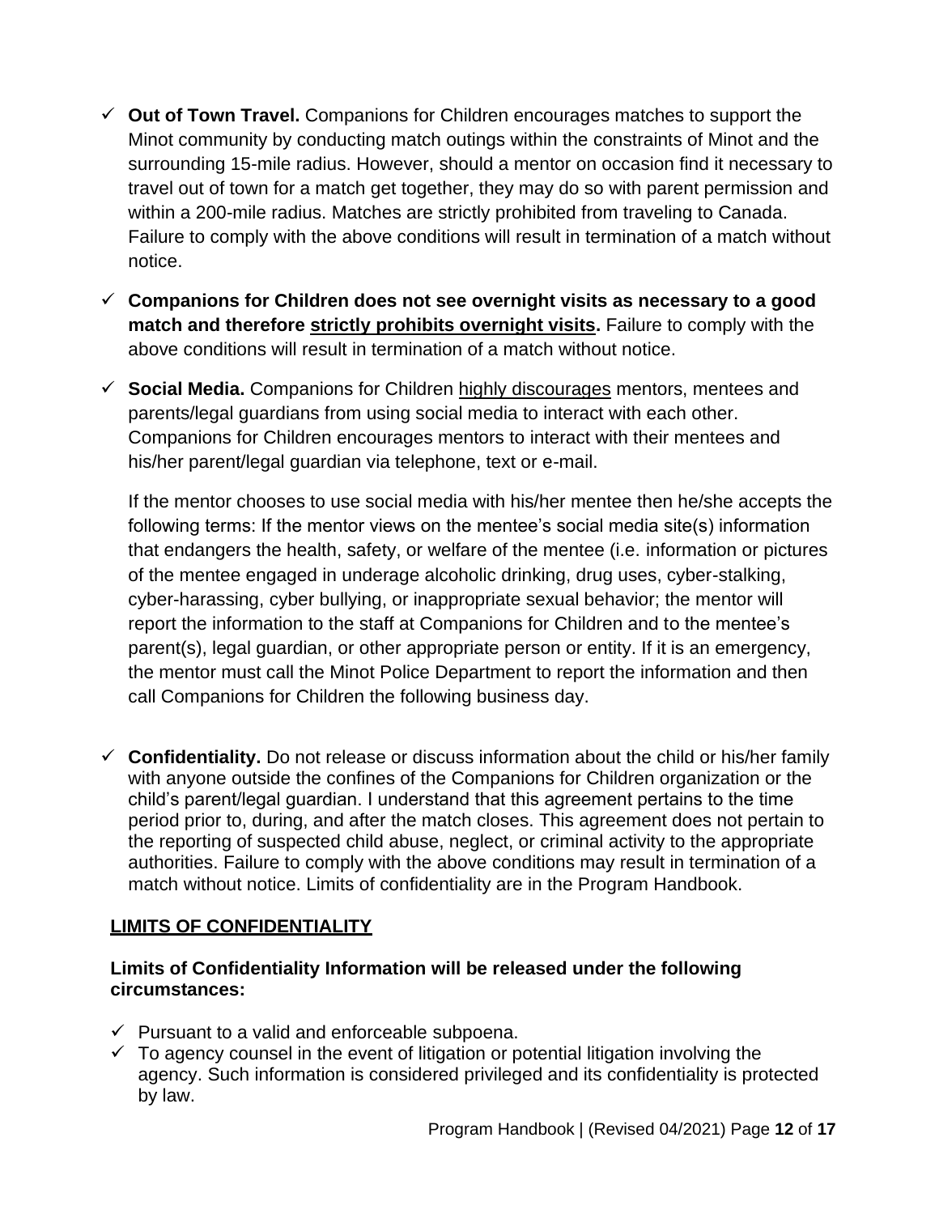- ✓ **Out of Town Travel.** Companions for Children encourages matches to support the Minot community by conducting match outings within the constraints of Minot and the surrounding 15-mile radius. However, should a mentor on occasion find it necessary to travel out of town for a match get together, they may do so with parent permission and within a 200-mile radius. Matches are strictly prohibited from traveling to Canada. Failure to comply with the above conditions will result in termination of a match without notice.

- ✓ **Companions for Children does not see overnight visits as necessary to a good match and therefore <u>strictly prohibits overnight visits</u>.** Failure to comply with the above conditions will result in termination of a match without notice.

- ✓ **Social Media.** Companions for Children <u>highly discourages</u> mentors, mentees and parents/legal guardians from using social media to interact with each other. Companions for Children encourages mentors to interact with their mentees and his/her parent/legal guardian via telephone, text or e-mail.

  If the mentor chooses to use social media with his/her mentee then he/she accepts the following terms: If the mentor views on the mentee's social media site(s) information that endangers the health, safety, or welfare of the mentee (i.e. information or pictures of the mentee engaged in underage alcoholic drinking, drug uses, cyber-stalking, cyber-harassing, cyber bullying, or inappropriate sexual behavior; the mentor will report the information to the staff at Companions for Children and to the mentee's parent(s), legal guardian, or other appropriate person or entity. If it is an emergency, the mentor must call the Minot Police Department to report the information and then call Companions for Children the following business day.

- ✓ **Confidentiality.** Do not release or discuss information about the child or his/her family with anyone outside the confines of the Companions for Children organization or the child's parent/legal guardian. I understand that this agreement pertains to the time period prior to, during, and after the match closes. This agreement does not pertain to the reporting of suspected child abuse, neglect, or criminal activity to the appropriate authorities. Failure to comply with the above conditions may result in termination of a match without notice. Limits of confidentiality are in the Program Handbook.

## <u>LIMITS OF CONFIDENTIALITY</u>

**Limits of Confidentiality Information will be released under the following circumstances:**

- ✓ Pursuant to a valid and enforceable subpoena.
- ✓ To agency counsel in the event of litigation or potential litigation involving the agency. Such information is considered privileged and its confidentiality is protected by law.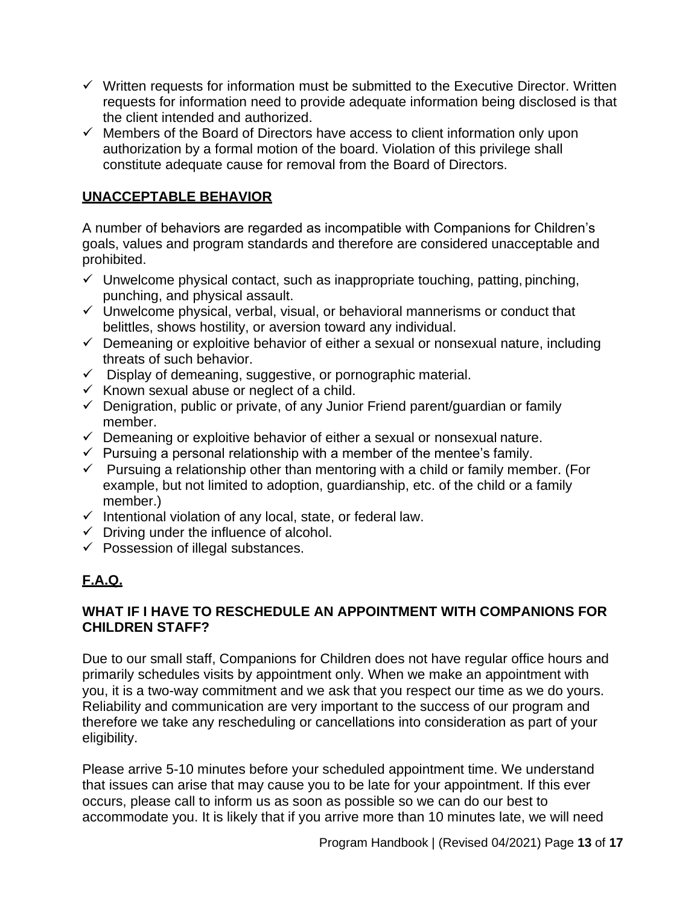- ✓ Written requests for information must be submitted to the Executive Director. Written requests for information need to provide adequate information being disclosed is that the client intended and authorized.
- ✓ Members of the Board of Directors have access to client information only upon authorization by a formal motion of the board. Violation of this privilege shall constitute adequate cause for removal from the Board of Directors.

## UNACCEPTABLE BEHAVIOR

A number of behaviors are regarded as incompatible with Companions for Children's goals, values and program standards and therefore are considered unacceptable and prohibited.

- ✓ Unwelcome physical contact, such as inappropriate touching, patting, pinching, punching, and physical assault.
- ✓ Unwelcome physical, verbal, visual, or behavioral mannerisms or conduct that belittles, shows hostility, or aversion toward any individual.
- ✓ Demeaning or exploitive behavior of either a sexual or nonsexual nature, including threats of such behavior.
- ✓ Display of demeaning, suggestive, or pornographic material.
- ✓ Known sexual abuse or neglect of a child.
- ✓ Denigration, public or private, of any Junior Friend parent/guardian or family member.
- ✓ Demeaning or exploitive behavior of either a sexual or nonsexual nature.
- ✓ Pursuing a personal relationship with a member of the mentee's family.
- ✓ Pursuing a relationship other than mentoring with a child or family member. (For example, but not limited to adoption, guardianship, etc. of the child or a family member.)
- ✓ Intentional violation of any local, state, or federal law.
- ✓ Driving under the influence of alcohol.
- ✓ Possession of illegal substances.

## F.A.Q.

### WHAT IF I HAVE TO RESCHEDULE AN APPOINTMENT WITH COMPANIONS FOR CHILDREN STAFF?

Due to our small staff, Companions for Children does not have regular office hours and primarily schedules visits by appointment only. When we make an appointment with you, it is a two-way commitment and we ask that you respect our time as we do yours. Reliability and communication are very important to the success of our program and therefore we take any rescheduling or cancellations into consideration as part of your eligibility.

Please arrive 5-10 minutes before your scheduled appointment time. We understand that issues can arise that may cause you to be late for your appointment. If this ever occurs, please call to inform us as soon as possible so we can do our best to accommodate you. It is likely that if you arrive more than 10 minutes late, we will need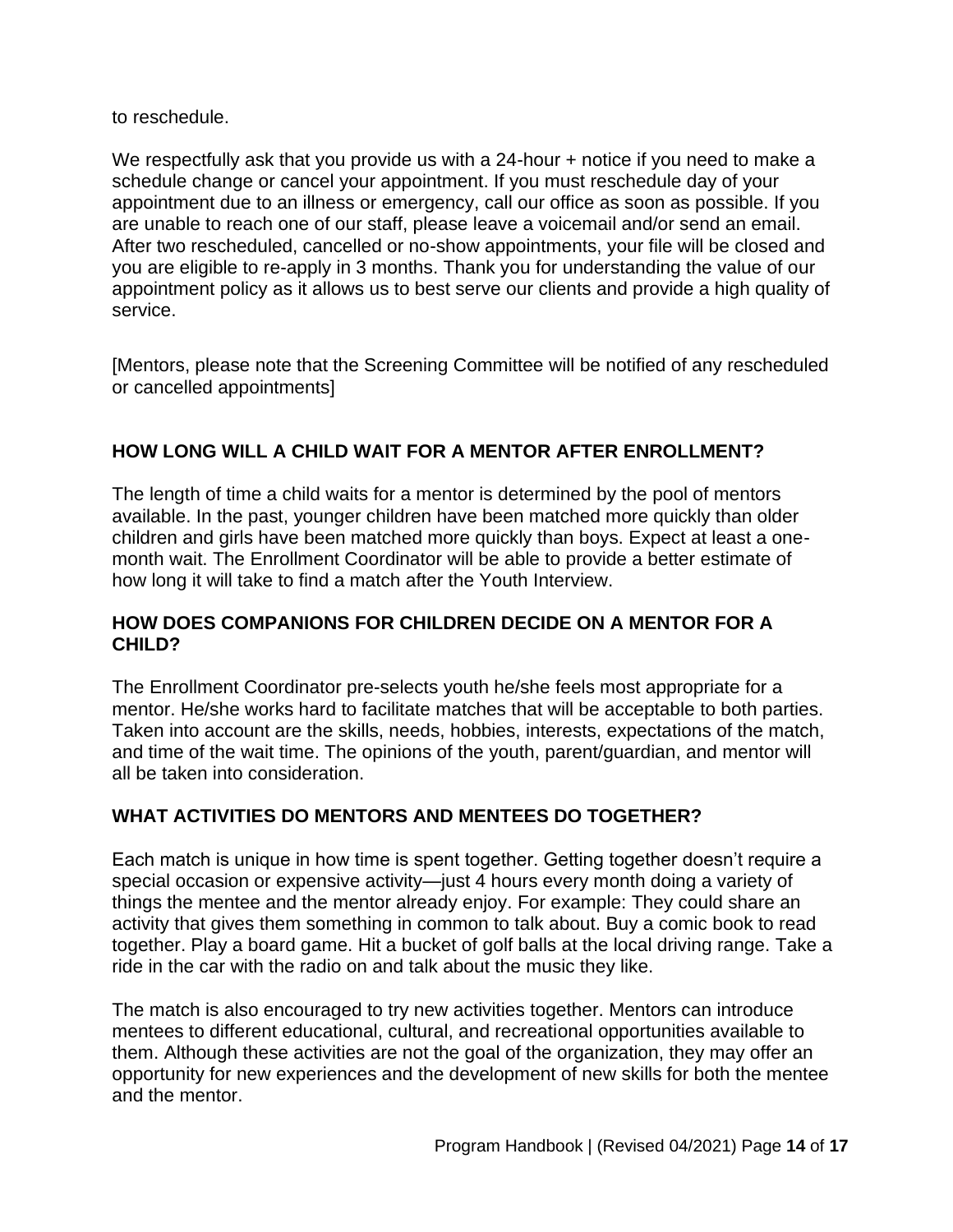to reschedule.

We respectfully ask that you provide us with a 24-hour + notice if you need to make a schedule change or cancel your appointment. If you must reschedule day of your appointment due to an illness or emergency, call our office as soon as possible. If you are unable to reach one of our staff, please leave a voicemail and/or send an email. After two rescheduled, cancelled or no-show appointments, your file will be closed and you are eligible to re-apply in 3 months. Thank you for understanding the value of our appointment policy as it allows us to best serve our clients and provide a high quality of service.

[Mentors, please note that the Screening Committee will be notified of any rescheduled or cancelled appointments]

## HOW LONG WILL A CHILD WAIT FOR A MENTOR AFTER ENROLLMENT?

The length of time a child waits for a mentor is determined by the pool of mentors available. In the past, younger children have been matched more quickly than older children and girls have been matched more quickly than boys. Expect at least a one-month wait. The Enrollment Coordinator will be able to provide a better estimate of how long it will take to find a match after the Youth Interview.

## HOW DOES COMPANIONS FOR CHILDREN DECIDE ON A MENTOR FOR A CHILD?

The Enrollment Coordinator pre-selects youth he/she feels most appropriate for a mentor. He/she works hard to facilitate matches that will be acceptable to both parties. Taken into account are the skills, needs, hobbies, interests, expectations of the match, and time of the wait time. The opinions of the youth, parent/guardian, and mentor will all be taken into consideration.

## WHAT ACTIVITIES DO MENTORS AND MENTEES DO TOGETHER?

Each match is unique in how time is spent together. Getting together doesn't require a special occasion or expensive activity—just 4 hours every month doing a variety of things the mentee and the mentor already enjoy. For example: They could share an activity that gives them something in common to talk about. Buy a comic book to read together. Play a board game. Hit a bucket of golf balls at the local driving range. Take a ride in the car with the radio on and talk about the music they like.

The match is also encouraged to try new activities together. Mentors can introduce mentees to different educational, cultural, and recreational opportunities available to them. Although these activities are not the goal of the organization, they may offer an opportunity for new experiences and the development of new skills for both the mentee and the mentor.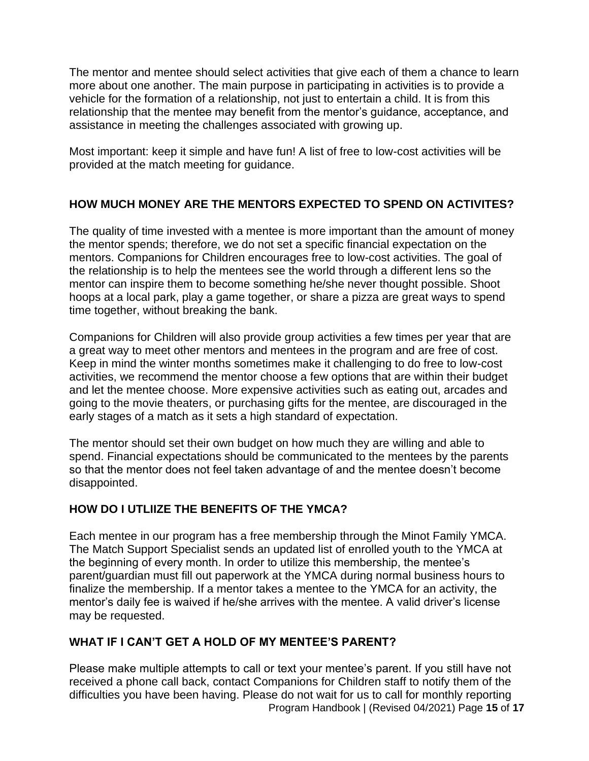The mentor and mentee should select activities that give each of them a chance to learn more about one another. The main purpose in participating in activities is to provide a vehicle for the formation of a relationship, not just to entertain a child. It is from this relationship that the mentee may benefit from the mentor's guidance, acceptance, and assistance in meeting the challenges associated with growing up.

Most important: keep it simple and have fun! A list of free to low-cost activities will be provided at the match meeting for guidance.

## HOW MUCH MONEY ARE THE MENTORS EXPECTED TO SPEND ON ACTIVITES?

The quality of time invested with a mentee is more important than the amount of money the mentor spends; therefore, we do not set a specific financial expectation on the mentors. Companions for Children encourages free to low-cost activities. The goal of the relationship is to help the mentees see the world through a different lens so the mentor can inspire them to become something he/she never thought possible. Shoot hoops at a local park, play a game together, or share a pizza are great ways to spend time together, without breaking the bank.

Companions for Children will also provide group activities a few times per year that are a great way to meet other mentors and mentees in the program and are free of cost. Keep in mind the winter months sometimes make it challenging to do free to low-cost activities, we recommend the mentor choose a few options that are within their budget and let the mentee choose. More expensive activities such as eating out, arcades and going to the movie theaters, or purchasing gifts for the mentee, are discouraged in the early stages of a match as it sets a high standard of expectation.

The mentor should set their own budget on how much they are willing and able to spend. Financial expectations should be communicated to the mentees by the parents so that the mentor does not feel taken advantage of and the mentee doesn't become disappointed.

## HOW DO I UTLIIZE THE BENEFITS OF THE YMCA?

Each mentee in our program has a free membership through the Minot Family YMCA. The Match Support Specialist sends an updated list of enrolled youth to the YMCA at the beginning of every month. In order to utilize this membership, the mentee's parent/guardian must fill out paperwork at the YMCA during normal business hours to finalize the membership. If a mentor takes a mentee to the YMCA for an activity, the mentor's daily fee is waived if he/she arrives with the mentee. A valid driver's license may be requested.

## WHAT IF I CAN'T GET A HOLD OF MY MENTEE'S PARENT?

Please make multiple attempts to call or text your mentee's parent. If you still have not received a phone call back, contact Companions for Children staff to notify them of the difficulties you have been having. Please do not wait for us to call for monthly reporting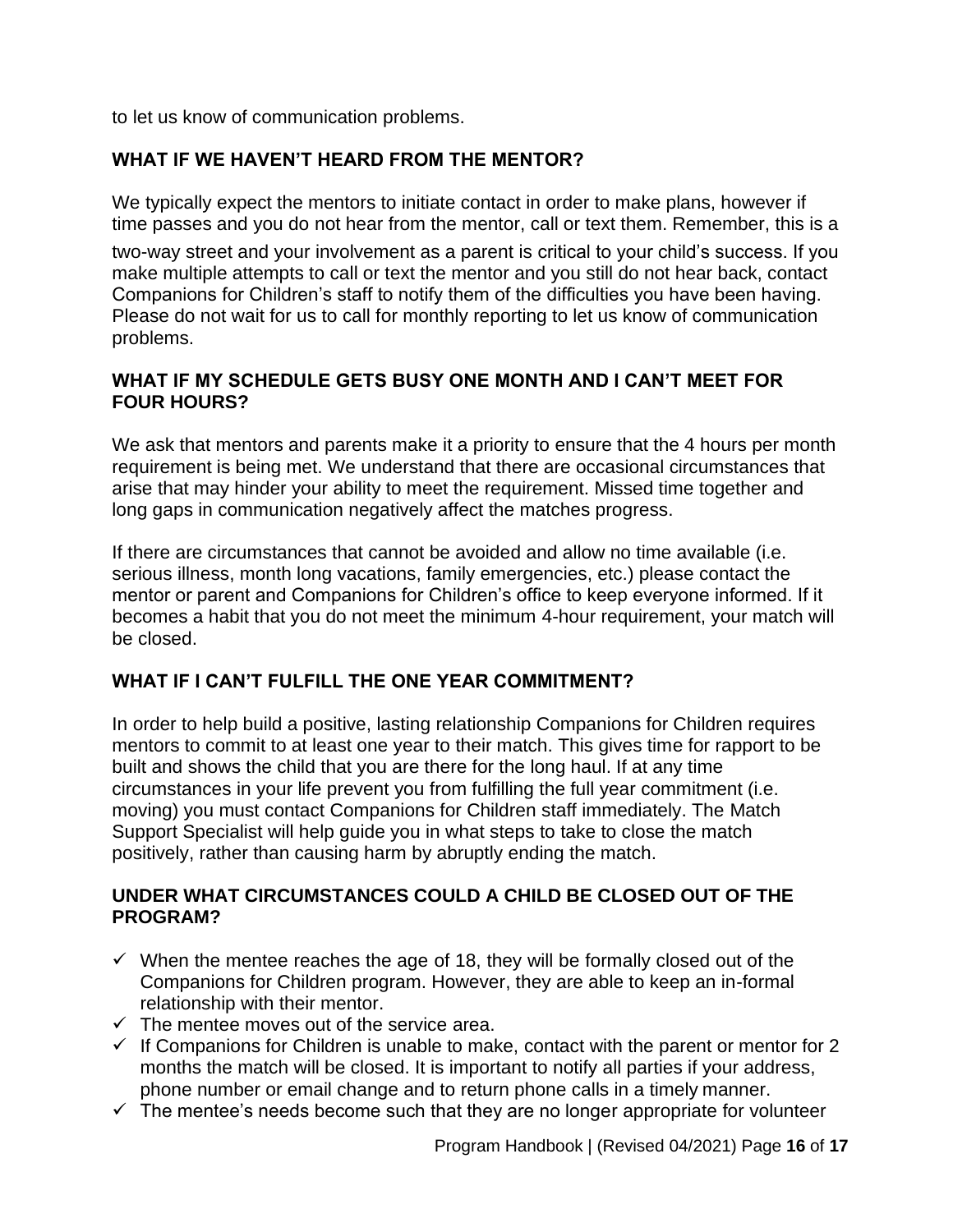to let us know of communication problems.

## WHAT IF WE HAVEN'T HEARD FROM THE MENTOR?

We typically expect the mentors to initiate contact in order to make plans, however if time passes and you do not hear from the mentor, call or text them. Remember, this is a two-way street and your involvement as a parent is critical to your child's success. If you make multiple attempts to call or text the mentor and you still do not hear back, contact Companions for Children's staff to notify them of the difficulties you have been having. Please do not wait for us to call for monthly reporting to let us know of communication problems.

## WHAT IF MY SCHEDULE GETS BUSY ONE MONTH AND I CAN'T MEET FOR FOUR HOURS?

We ask that mentors and parents make it a priority to ensure that the 4 hours per month requirement is being met. We understand that there are occasional circumstances that arise that may hinder your ability to meet the requirement. Missed time together and long gaps in communication negatively affect the matches progress.

If there are circumstances that cannot be avoided and allow no time available (i.e. serious illness, month long vacations, family emergencies, etc.) please contact the mentor or parent and Companions for Children's office to keep everyone informed. If it becomes a habit that you do not meet the minimum 4-hour requirement, your match will be closed.

## WHAT IF I CAN'T FULFILL THE ONE YEAR COMMITMENT?

In order to help build a positive, lasting relationship Companions for Children requires mentors to commit to at least one year to their match. This gives time for rapport to be built and shows the child that you are there for the long haul. If at any time circumstances in your life prevent you from fulfilling the full year commitment (i.e. moving) you must contact Companions for Children staff immediately. The Match Support Specialist will help guide you in what steps to take to close the match positively, rather than causing harm by abruptly ending the match.

## UNDER WHAT CIRCUMSTANCES COULD A CHILD BE CLOSED OUT OF THE PROGRAM?

- ✓ When the mentee reaches the age of 18, they will be formally closed out of the Companions for Children program. However, they are able to keep an in-formal relationship with their mentor.
- ✓ The mentee moves out of the service area.
- ✓ If Companions for Children is unable to make, contact with the parent or mentor for 2 months the match will be closed. It is important to notify all parties if your address, phone number or email change and to return phone calls in a timely manner.
- ✓ The mentee's needs become such that they are no longer appropriate for volunteer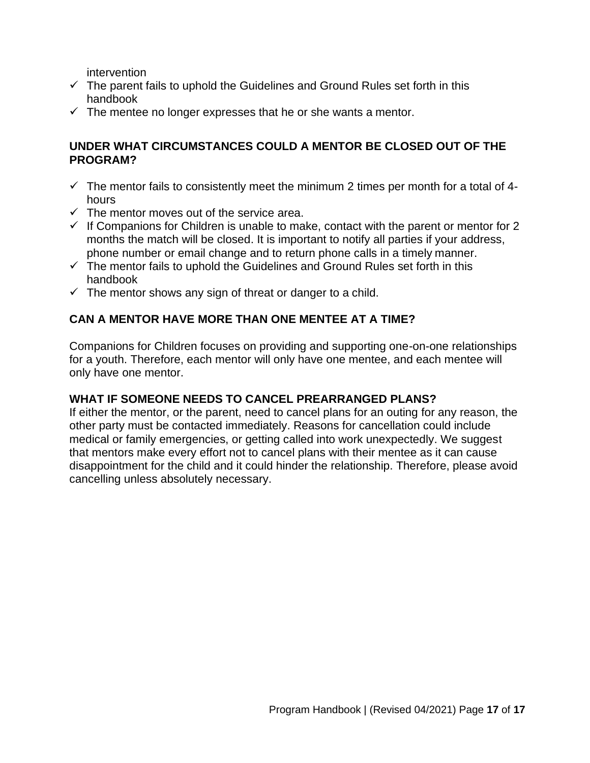intervention

- ✓ The parent fails to uphold the Guidelines and Ground Rules set forth in this handbook
- ✓ The mentee no longer expresses that he or she wants a mentor.

### UNDER WHAT CIRCUMSTANCES COULD A MENTOR BE CLOSED OUT OF THE PROGRAM?

- ✓ The mentor fails to consistently meet the minimum 2 times per month for a total of 4-hours
- ✓ The mentor moves out of the service area.
- ✓ If Companions for Children is unable to make, contact with the parent or mentor for 2 months the match will be closed. It is important to notify all parties if your address, phone number or email change and to return phone calls in a timely manner.
- ✓ The mentor fails to uphold the Guidelines and Ground Rules set forth in this handbook
- ✓ The mentor shows any sign of threat or danger to a child.

### CAN A MENTOR HAVE MORE THAN ONE MENTEE AT A TIME?

Companions for Children focuses on providing and supporting one-on-one relationships for a youth. Therefore, each mentor will only have one mentee, and each mentee will only have one mentor.

### WHAT IF SOMEONE NEEDS TO CANCEL PREARRANGED PLANS?

If either the mentor, or the parent, need to cancel plans for an outing for any reason, the other party must be contacted immediately. Reasons for cancellation could include medical or family emergencies, or getting called into work unexpectedly. We suggest that mentors make every effort not to cancel plans with their mentee as it can cause disappointment for the child and it could hinder the relationship. Therefore, please avoid cancelling unless absolutely necessary.